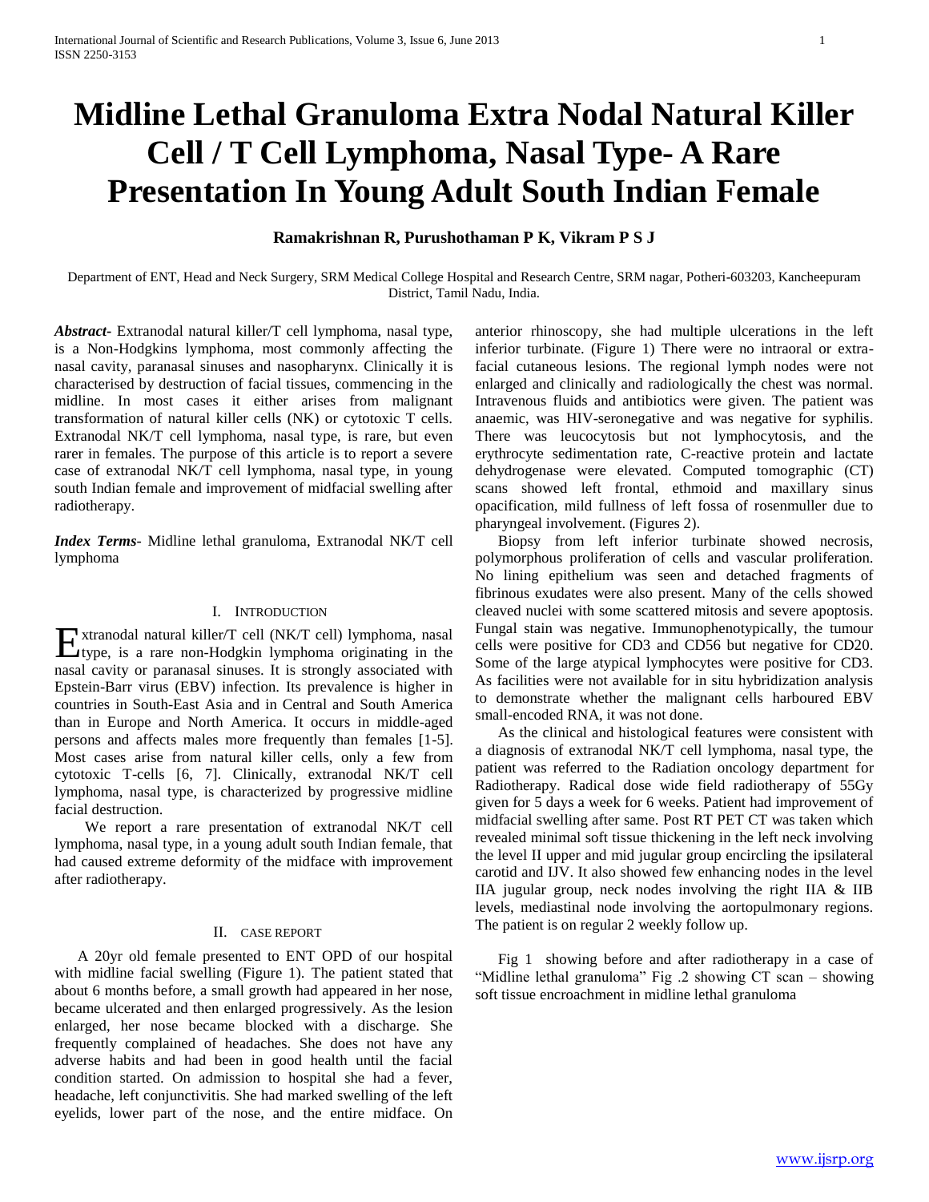# Midline Lethal Granuloma Extra Nodal Natural Killer Cell / T Cell Lymphoma, Nasal Type- A Rare Presentation In Young Adult South Indian Female

**Ramakrishnan R, Purushothaman P K, Vikram P S J**

Department of ENT, Head and Neck Surgery, SRM Medical College Hospital and Research Centre, SRM nagar, Potheri-603203, Kancheepuram District, Tamil Nadu, India.

***Abstract*-** Extranodal natural killer/T cell lymphoma, nasal type, is a Non-Hodgkins lymphoma, most commonly affecting the nasal cavity, paranasal sinuses and nasopharynx. Clinically it is characterised by destruction of facial tissues, commencing in the midline. In most cases it either arises from malignant transformation of natural killer cells (NK) or cytotoxic T cells. Extranodal NK/T cell lymphoma, nasal type, is rare, but even rarer in females. The purpose of this article is to report a severe case of extranodal NK/T cell lymphoma, nasal type, in young south Indian female and improvement of midfacial swelling after radiotherapy.

***Index Terms*-** Midline lethal granuloma, Extranodal NK/T cell lymphoma

## I. Introduction

Extranodal natural killer/T cell (NK/T cell) lymphoma, nasal type, is a rare non-Hodgkin lymphoma originating in the nasal cavity or paranasal sinuses. It is strongly associated with Epstein-Barr virus (EBV) infection. Its prevalence is higher in countries in South-East Asia and in Central and South America than in Europe and North America. It occurs in middle-aged persons and affects males more frequently than females [1-5]. Most cases arise from natural killer cells, only a few from cytotoxic T-cells [6, 7]. Clinically, extranodal NK/T cell lymphoma, nasal type, is characterized by progressive midline facial destruction.

We report a rare presentation of extranodal NK/T cell lymphoma, nasal type, in a young adult south Indian female, that had caused extreme deformity of the midface with improvement after radiotherapy.

## II. Case Report

A 20yr old female presented to ENT OPD of our hospital with midline facial swelling (Figure 1). The patient stated that about 6 months before, a small growth had appeared in her nose, became ulcerated and then enlarged progressively. As the lesion enlarged, her nose became blocked with a discharge. She frequently complained of headaches. She does not have any adverse habits and had been in good health until the facial condition started. On admission to hospital she had a fever, headache, left conjunctivitis. She had marked swelling of the left eyelids, lower part of the nose, and the entire midface. On anterior rhinoscopy, she had multiple ulcerations in the left inferior turbinate. (Figure 1) There were no intraoral or extra-facial cutaneous lesions. The regional lymph nodes were not enlarged and clinically and radiologically the chest was normal. Intravenous fluids and antibiotics were given. The patient was anaemic, was HIV-seronegative and was negative for syphilis. There was leucocytosis but not lymphocytosis, and the erythrocyte sedimentation rate, C-reactive protein and lactate dehydrogenase were elevated. Computed tomographic (CT) scans showed left frontal, ethmoid and maxillary sinus opacification, mild fullness of left fossa of rosenmuller due to pharyngeal involvement. (Figures 2).

Biopsy from left inferior turbinate showed necrosis, polymorphous proliferation of cells and vascular proliferation. No lining epithelium was seen and detached fragments of fibrinous exudates were also present. Many of the cells showed cleaved nuclei with some scattered mitosis and severe apoptosis. Fungal stain was negative. Immunophenotypically, the tumour cells were positive for CD3 and CD56 but negative for CD20. Some of the large atypical lymphocytes were positive for CD3. As facilities were not available for in situ hybridization analysis to demonstrate whether the malignant cells harboured EBV small-encoded RNA, it was not done.

As the clinical and histological features were consistent with a diagnosis of extranodal NK/T cell lymphoma, nasal type, the patient was referred to the Radiation oncology department for Radiotherapy. Radical dose wide field radiotherapy of 55Gy given for 5 days a week for 6 weeks. Patient had improvement of midfacial swelling after same. Post RT PET CT was taken which revealed minimal soft tissue thickening in the left neck involving the level II upper and mid jugular group encircling the ipsilateral carotid and IJV. It also showed few enhancing nodes in the level IIA jugular group, neck nodes involving the right IIA & IIB levels, mediastinal node involving the aortopulmonary regions. The patient is on regular 2 weekly follow up.

Fig 1 showing before and after radiotherapy in a case of "Midline lethal granuloma" Fig .2 showing CT scan – showing soft tissue encroachment in midline lethal granuloma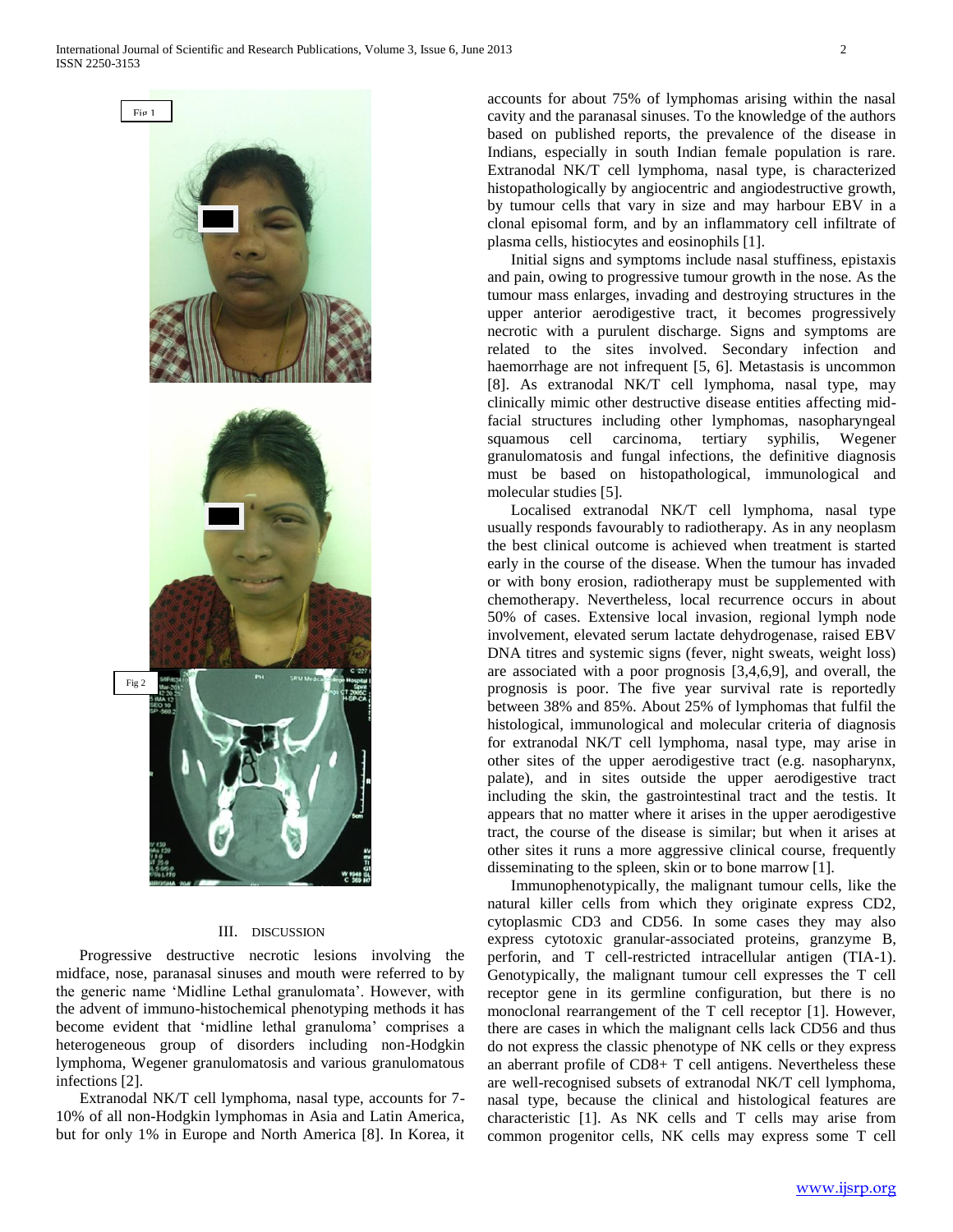Fig 1

Fig 2

## III. DISCUSSION

Progressive destructive necrotic lesions involving the midface, nose, paranasal sinuses and mouth were referred to by the generic name 'Midline Lethal granulomata'. However, with the advent of immuno-histochemical phenotyping methods it has become evident that 'midline lethal granuloma' comprises a heterogeneous group of disorders including non-Hodgkin lymphoma, Wegener granulomatosis and various granulomatous infections [2].

Extranodal NK/T cell lymphoma, nasal type, accounts for 7-10% of all non-Hodgkin lymphomas in Asia and Latin America, but for only 1% in Europe and North America [8]. In Korea, it accounts for about 75% of lymphomas arising within the nasal cavity and the paranasal sinuses. To the knowledge of the authors based on published reports, the prevalence of the disease in Indians, especially in south Indian female population is rare. Extranodal NK/T cell lymphoma, nasal type, is characterized histopathologically by angiocentric and angiodestructive growth, by tumour cells that vary in size and may harbour EBV in a clonal episomal form, and by an inflammatory cell infiltrate of plasma cells, histiocytes and eosinophils [1].

Initial signs and symptoms include nasal stuffiness, epistaxis and pain, owing to progressive tumour growth in the nose. As the tumour mass enlarges, invading and destroying structures in the upper anterior aerodigestive tract, it becomes progressively necrotic with a purulent discharge. Signs and symptoms are related to the sites involved. Secondary infection and haemorrhage are not infrequent [5, 6]. Metastasis is uncommon [8]. As extranodal NK/T cell lymphoma, nasal type, may clinically mimic other destructive disease entities affecting mid-facial structures including other lymphomas, nasopharyngeal squamous cell carcinoma, tertiary syphilis, Wegener granulomatosis and fungal infections, the definitive diagnosis must be based on histopathological, immunological and molecular studies [5].

Localised extranodal NK/T cell lymphoma, nasal type usually responds favourably to radiotherapy. As in any neoplasm the best clinical outcome is achieved when treatment is started early in the course of the disease. When the tumour has invaded or with bony erosion, radiotherapy must be supplemented with chemotherapy. Nevertheless, local recurrence occurs in about 50% of cases. Extensive local invasion, regional lymph node involvement, elevated serum lactate dehydrogenase, raised EBV DNA titres and systemic signs (fever, night sweats, weight loss) are associated with a poor prognosis [3,4,6,9], and overall, the prognosis is poor. The five year survival rate is reportedly between 38% and 85%. About 25% of lymphomas that fulfil the histological, immunological and molecular criteria of diagnosis for extranodal NK/T cell lymphoma, nasal type, may arise in other sites of the upper aerodigestive tract (e.g. nasopharynx, palate), and in sites outside the upper aerodigestive tract including the skin, the gastrointestinal tract and the testis. It appears that no matter where it arises in the upper aerodigestive tract, the course of the disease is similar; but when it arises at other sites it runs a more aggressive clinical course, frequently disseminating to the spleen, skin or to bone marrow [1].

Immunophenotypically, the malignant tumour cells, like the natural killer cells from which they originate express CD2, cytoplasmic CD3 and CD56. In some cases they may also express cytotoxic granular-associated proteins, granzyme B, perforin, and T cell-restricted intracellular antigen (TIA-1). Genotypically, the malignant tumour cell expresses the T cell receptor gene in its germline configuration, but there is no monoclonal rearrangement of the T cell receptor [1]. However, there are cases in which the malignant cells lack CD56 and thus do not express the classic phenotype of NK cells or they express an aberrant profile of CD8+ T cell antigens. Nevertheless these are well-recognised subsets of extranodal NK/T cell lymphoma, nasal type, because the clinical and histological features are characteristic [1]. As NK cells and T cells may arise from common progenitor cells, NK cells may express some T cell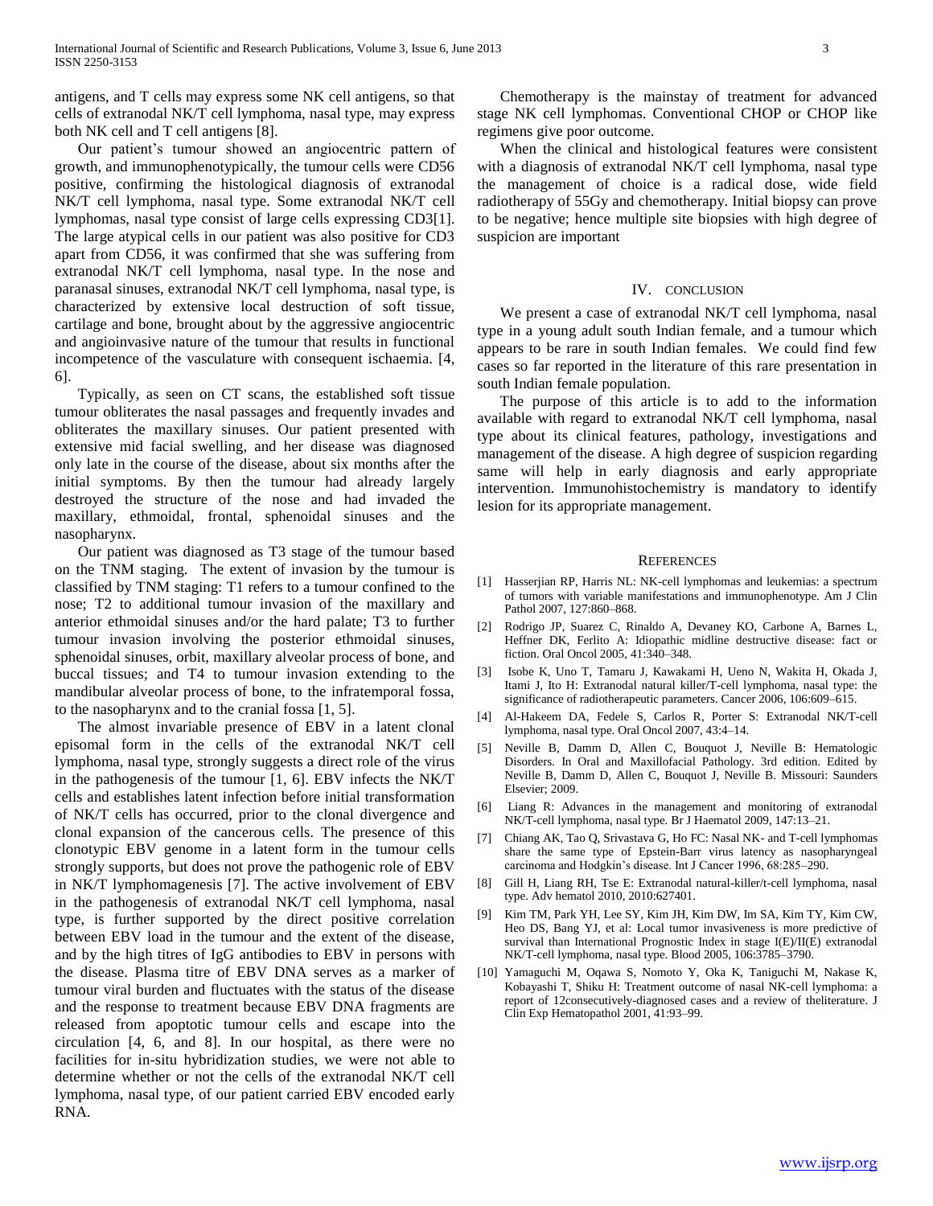antigens, and T cells may express some NK cell antigens, so that cells of extranodal NK/T cell lymphoma, nasal type, may express both NK cell and T cell antigens [8].

Our patient's tumour showed an angiocentric pattern of growth, and immunophenotypically, the tumour cells were CD56 positive, confirming the histological diagnosis of extranodal NK/T cell lymphoma, nasal type. Some extranodal NK/T cell lymphomas, nasal type consist of large cells expressing CD3[1]. The large atypical cells in our patient was also positive for CD3 apart from CD56, it was confirmed that she was suffering from extranodal NK/T cell lymphoma, nasal type. In the nose and paranasal sinuses, extranodal NK/T cell lymphoma, nasal type, is characterized by extensive local destruction of soft tissue, cartilage and bone, brought about by the aggressive angiocentric and angioinvasive nature of the tumour that results in functional incompetence of the vasculature with consequent ischaemia. [4, 6].

Typically, as seen on CT scans, the established soft tissue tumour obliterates the nasal passages and frequently invades and obliterates the maxillary sinuses. Our patient presented with extensive mid facial swelling, and her disease was diagnosed only late in the course of the disease, about six months after the initial symptoms. By then the tumour had already largely destroyed the structure of the nose and had invaded the maxillary, ethmoidal, frontal, sphenoidal sinuses and the nasopharynx.

Our patient was diagnosed as T3 stage of the tumour based on the TNM staging. The extent of invasion by the tumour is classified by TNM staging: T1 refers to a tumour confined to the nose; T2 to additional tumour invasion of the maxillary and anterior ethmoidal sinuses and/or the hard palate; T3 to further tumour invasion involving the posterior ethmoidal sinuses, sphenoidal sinuses, orbit, maxillary alveolar process of bone, and buccal tissues; and T4 to tumour invasion extending to the mandibular alveolar process of bone, to the infratemporal fossa, to the nasopharynx and to the cranial fossa [1, 5].

The almost invariable presence of EBV in a latent clonal episomal form in the cells of the extranodal NK/T cell lymphoma, nasal type, strongly suggests a direct role of the virus in the pathogenesis of the tumour [1, 6]. EBV infects the NK/T cells and establishes latent infection before initial transformation of NK/T cells has occurred, prior to the clonal divergence and clonal expansion of the cancerous cells. The presence of this clonotypic EBV genome in a latent form in the tumour cells strongly supports, but does not prove the pathogenic role of EBV in NK/T lymphomagenesis [7]. The active involvement of EBV in the pathogenesis of extranodal NK/T cell lymphoma, nasal type, is further supported by the direct positive correlation between EBV load in the tumour and the extent of the disease, and by the high titres of IgG antibodies to EBV in persons with the disease. Plasma titre of EBV DNA serves as a marker of tumour viral burden and fluctuates with the status of the disease and the response to treatment because EBV DNA fragments are released from apoptotic tumour cells and escape into the circulation [4, 6, and 8]. In our hospital, as there were no facilities for in-situ hybridization studies, we were not able to determine whether or not the cells of the extranodal NK/T cell lymphoma, nasal type, of our patient carried EBV encoded early RNA.

Chemotherapy is the mainstay of treatment for advanced stage NK cell lymphomas. Conventional CHOP or CHOP like regimens give poor outcome.

When the clinical and histological features were consistent with a diagnosis of extranodal NK/T cell lymphoma, nasal type the management of choice is a radical dose, wide field radiotherapy of 55Gy and chemotherapy. Initial biopsy can prove to be negative; hence multiple site biopsies with high degree of suspicion are important

## IV. Conclusion

We present a case of extranodal NK/T cell lymphoma, nasal type in a young adult south Indian female, and a tumour which appears to be rare in south Indian females. We could find few cases so far reported in the literature of this rare presentation in south Indian female population.

The purpose of this article is to add to the information available with regard to extranodal NK/T cell lymphoma, nasal type about its clinical features, pathology, investigations and management of the disease. A high degree of suspicion regarding same will help in early diagnosis and early appropriate intervention. Immunohistochemistry is mandatory to identify lesion for its appropriate management.

## References

[1] Hasserjian RP, Harris NL: NK-cell lymphomas and leukemias: a spectrum of tumors with variable manifestations and immunophenotype. Am J Clin Pathol 2007, 127:860–868.

[2] Rodrigo JP, Suarez C, Rinaldo A, Devaney KO, Carbone A, Barnes L, Heffner DK, Ferlito A: Idiopathic midline destructive disease: fact or fiction. Oral Oncol 2005, 41:340–348.

[3] Isobe K, Uno T, Tamaru J, Kawakami H, Ueno N, Wakita H, Okada J, Itami J, Ito H: Extranodal natural killer/T-cell lymphoma, nasal type: the significance of radiotherapeutic parameters. Cancer 2006, 106:609–615.

[4] Al-Hakeem DA, Fedele S, Carlos R, Porter S: Extranodal NK/T-cell lymphoma, nasal type. Oral Oncol 2007, 43:4–14.

[5] Neville B, Damm D, Allen C, Bouquot J, Neville B: Hematologic Disorders. In Oral and Maxillofacial Pathology. 3rd edition. Edited by Neville B, Damm D, Allen C, Bouquot J, Neville B. Missouri: Saunders Elsevier; 2009.

[6] Liang R: Advances in the management and monitoring of extranodal NK/T-cell lymphoma, nasal type. Br J Haematol 2009, 147:13–21.

[7] Chiang AK, Tao Q, Srivastava G, Ho FC: Nasal NK- and T-cell lymphomas share the same type of Epstein-Barr virus latency as nasopharyngeal carcinoma and Hodgkin's disease. Int J Cancer 1996, 68:285–290.

[8] Gill H, Liang RH, Tse E: Extranodal natural-killer/t-cell lymphoma, nasal type. Adv hematol 2010, 2010:627401.

[9] Kim TM, Park YH, Lee SY, Kim JH, Kim DW, Im SA, Kim TY, Kim CW, Heo DS, Bang YJ, et al: Local tumor invasiveness is more predictive of survival than International Prognostic Index in stage I(E)/II(E) extranodal NK/T-cell lymphoma, nasal type. Blood 2005, 106:3785–3790.

[10] Yamaguchi M, Oqawa S, Nomoto Y, Oka K, Taniguchi M, Nakase K, Kobayashi T, Shiku H: Treatment outcome of nasal NK-cell lymphoma: a report of 12consecutively-diagnosed cases and a review of theliterature. J Clin Exp Hematopathol 2001, 41:93–99.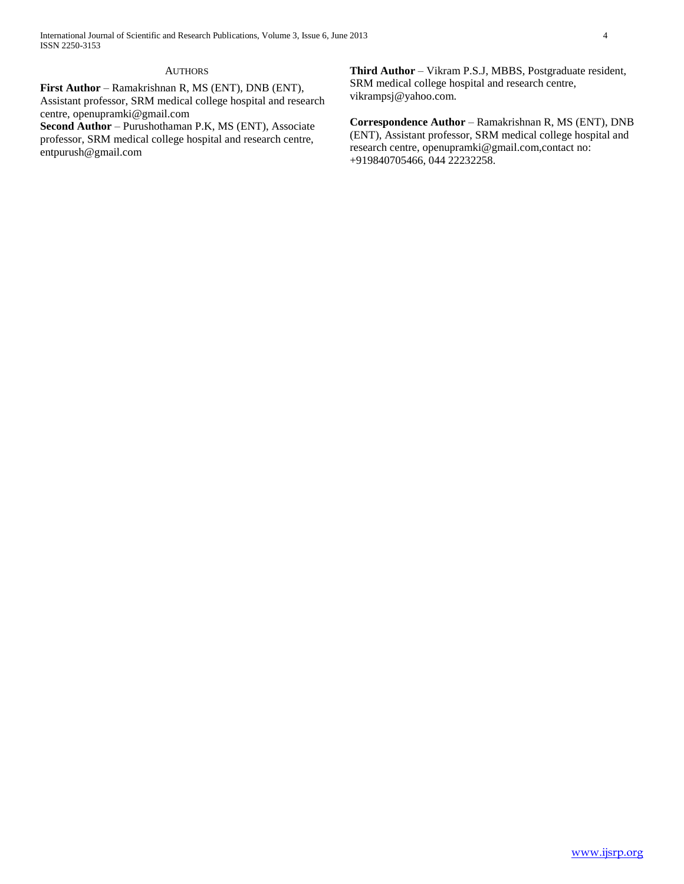## AUTHORS

**First Author** – Ramakrishnan R, MS (ENT), DNB (ENT), Assistant professor, SRM medical college hospital and research centre, openupramki@gmail.com

**Second Author** – Purushothaman P.K, MS (ENT), Associate professor, SRM medical college hospital and research centre, entpurush@gmail.com

**Third Author** – Vikram P.S.J, MBBS, Postgraduate resident, SRM medical college hospital and research centre, vikrampsj@yahoo.com.

**Correspondence Author** – Ramakrishnan R, MS (ENT), DNB (ENT), Assistant professor, SRM medical college hospital and research centre, openupramki@gmail.com,contact no: +919840705466, 044 22232258.